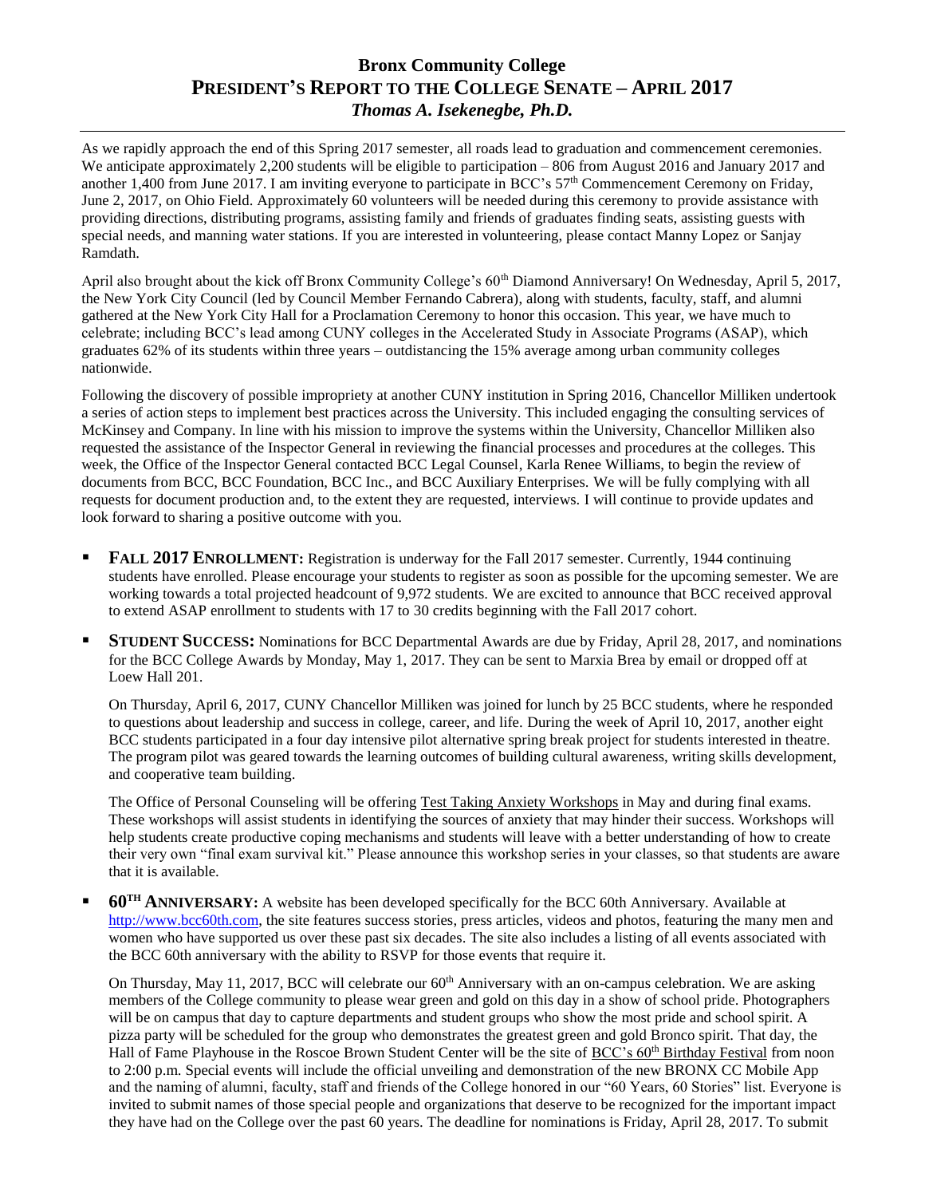# Bronx Community College

## President's Report to the College Senate – April 2017

### *Thomas A. Isekenegbe, Ph.D.*

As we rapidly approach the end of this Spring 2017 semester, all roads lead to graduation and commencement ceremonies. We anticipate approximately 2,200 students will be eligible to participation – 806 from August 2016 and January 2017 and another 1,400 from June 2017. I am inviting everyone to participate in BCC's 57th Commencement Ceremony on Friday, June 2, 2017, on Ohio Field. Approximately 60 volunteers will be needed during this ceremony to provide assistance with providing directions, distributing programs, assisting family and friends of graduates finding seats, assisting guests with special needs, and manning water stations. If you are interested in volunteering, please contact Manny Lopez or Sanjay Ramdath.

April also brought about the kick off Bronx Community College's 60th Diamond Anniversary! On Wednesday, April 5, 2017, the New York City Council (led by Council Member Fernando Cabrera), along with students, faculty, staff, and alumni gathered at the New York City Hall for a Proclamation Ceremony to honor this occasion. This year, we have much to celebrate; including BCC's lead among CUNY colleges in the Accelerated Study in Associate Programs (ASAP), which graduates 62% of its students within three years – outdistancing the 15% average among urban community colleges nationwide.

Following the discovery of possible impropriety at another CUNY institution in Spring 2016, Chancellor Milliken undertook a series of action steps to implement best practices across the University. This included engaging the consulting services of McKinsey and Company. In line with his mission to improve the systems within the University, Chancellor Milliken also requested the assistance of the Inspector General in reviewing the financial processes and procedures at the colleges. This week, the Office of the Inspector General contacted BCC Legal Counsel, Karla Renee Williams, to begin the review of documents from BCC, BCC Foundation, BCC Inc., and BCC Auxiliary Enterprises. We will be fully complying with all requests for document production and, to the extent they are requested, interviews. I will continue to provide updates and look forward to sharing a positive outcome with you.

- **FALL 2017 ENROLLMENT:** Registration is underway for the Fall 2017 semester. Currently, 1944 continuing students have enrolled. Please encourage your students to register as soon as possible for the upcoming semester. We are working towards a total projected headcount of 9,972 students. We are excited to announce that BCC received approval to extend ASAP enrollment to students with 17 to 30 credits beginning with the Fall 2017 cohort.

- **STUDENT SUCCESS:** Nominations for BCC Departmental Awards are due by Friday, April 28, 2017, and nominations for the BCC College Awards by Monday, May 1, 2017. They can be sent to Marxia Brea by email or dropped off at Loew Hall 201.

  On Thursday, April 6, 2017, CUNY Chancellor Milliken was joined for lunch by 25 BCC students, where he responded to questions about leadership and success in college, career, and life. During the week of April 10, 2017, another eight BCC students participated in a four day intensive pilot alternative spring break project for students interested in theatre. The program pilot was geared towards the learning outcomes of building cultural awareness, writing skills development, and cooperative team building.

  The Office of Personal Counseling will be offering Test Taking Anxiety Workshops in May and during final exams. These workshops will assist students in identifying the sources of anxiety that may hinder their success. Workshops will help students create productive coping mechanisms and students will leave with a better understanding of how to create their very own "final exam survival kit." Please announce this workshop series in your classes, so that students are aware that it is available.

- **60TH ANNIVERSARY:** A website has been developed specifically for the BCC 60th Anniversary. Available at http://www.bcc60th.com, the site features success stories, press articles, videos and photos, featuring the many men and women who have supported us over these past six decades. The site also includes a listing of all events associated with the BCC 60th anniversary with the ability to RSVP for those events that require it.

  On Thursday, May 11, 2017, BCC will celebrate our 60th Anniversary with an on-campus celebration. We are asking members of the College community to please wear green and gold on this day in a show of school pride. Photographers will be on campus that day to capture departments and student groups who show the most pride and school spirit. A pizza party will be scheduled for the group who demonstrates the greatest green and gold Bronco spirit. That day, the Hall of Fame Playhouse in the Roscoe Brown Student Center will be the site of BCC's 60th Birthday Festival from noon to 2:00 p.m. Special events will include the official unveiling and demonstration of the new BRONX CC Mobile App and the naming of alumni, faculty, staff and friends of the College honored in our "60 Years, 60 Stories" list. Everyone is invited to submit names of those special people and organizations that deserve to be recognized for the important impact they have had on the College over the past 60 years. The deadline for nominations is Friday, April 28, 2017. To submit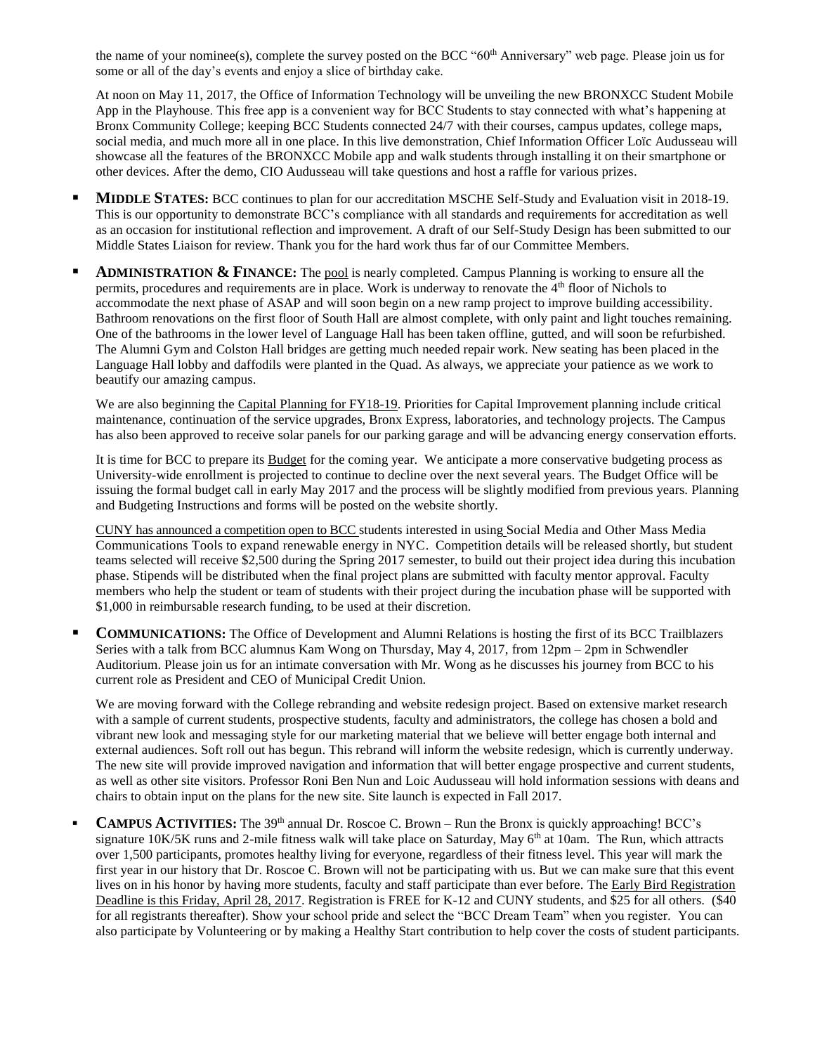the name of your nominee(s), complete the survey posted on the BCC "60th Anniversary" web page. Please join us for some or all of the day's events and enjoy a slice of birthday cake.

At noon on May 11, 2017, the Office of Information Technology will be unveiling the new BRONXCC Student Mobile App in the Playhouse. This free app is a convenient way for BCC Students to stay connected with what's happening at Bronx Community College; keeping BCC Students connected 24/7 with their courses, campus updates, college maps, social media, and much more all in one place. In this live demonstration, Chief Information Officer Loïc Audusseau will showcase all the features of the BRONXCC Mobile app and walk students through installing it on their smartphone or other devices. After the demo, CIO Audusseau will take questions and host a raffle for various prizes.

- **MIDDLE STATES:** BCC continues to plan for our accreditation MSCHE Self-Study and Evaluation visit in 2018-19. This is our opportunity to demonstrate BCC's compliance with all standards and requirements for accreditation as well as an occasion for institutional reflection and improvement. A draft of our Self-Study Design has been submitted to our Middle States Liaison for review. Thank you for the hard work thus far of our Committee Members.

- **ADMINISTRATION & FINANCE:** The pool is nearly completed. Campus Planning is working to ensure all the permits, procedures and requirements are in place. Work is underway to renovate the 4th floor of Nichols to accommodate the next phase of ASAP and will soon begin on a new ramp project to improve building accessibility. Bathroom renovations on the first floor of South Hall are almost complete, with only paint and light touches remaining. One of the bathrooms in the lower level of Language Hall has been taken offline, gutted, and will soon be refurbished. The Alumni Gym and Colston Hall bridges are getting much needed repair work. New seating has been placed in the Language Hall lobby and daffodils were planted in the Quad. As always, we appreciate your patience as we work to beautify our amazing campus.

  We are also beginning the Capital Planning for FY18-19. Priorities for Capital Improvement planning include critical maintenance, continuation of the service upgrades, Bronx Express, laboratories, and technology projects. The Campus has also been approved to receive solar panels for our parking garage and will be advancing energy conservation efforts.

  It is time for BCC to prepare its Budget for the coming year. We anticipate a more conservative budgeting process as University-wide enrollment is projected to continue to decline over the next several years. The Budget Office will be issuing the formal budget call in early May 2017 and the process will be slightly modified from previous years. Planning and Budgeting Instructions and forms will be posted on the website shortly.

  CUNY has announced a competition open to BCC students interested in using Social Media and Other Mass Media Communications Tools to expand renewable energy in NYC. Competition details will be released shortly, but student teams selected will receive $2,500 during the Spring 2017 semester, to build out their project idea during this incubation phase. Stipends will be distributed when the final project plans are submitted with faculty mentor approval. Faculty members who help the student or team of students with their project during the incubation phase will be supported with $1,000 in reimbursable research funding, to be used at their discretion.

- **COMMUNICATIONS:** The Office of Development and Alumni Relations is hosting the first of its BCC Trailblazers Series with a talk from BCC alumnus Kam Wong on Thursday, May 4, 2017, from 12pm – 2pm in Schwendler Auditorium. Please join us for an intimate conversation with Mr. Wong as he discusses his journey from BCC to his current role as President and CEO of Municipal Credit Union.

  We are moving forward with the College rebranding and website redesign project. Based on extensive market research with a sample of current students, prospective students, faculty and administrators, the college has chosen a bold and vibrant new look and messaging style for our marketing material that we believe will better engage both internal and external audiences. Soft roll out has begun. This rebrand will inform the website redesign, which is currently underway. The new site will provide improved navigation and information that will better engage prospective and current students, as well as other site visitors. Professor Roni Ben Nun and Loic Audusseau will hold information sessions with deans and chairs to obtain input on the plans for the new site. Site launch is expected in Fall 2017.

- **CAMPUS ACTIVITIES:** The 39th annual Dr. Roscoe C. Brown – Run the Bronx is quickly approaching! BCC's signature 10K/5K runs and 2-mile fitness walk will take place on Saturday, May 6th at 10am. The Run, which attracts over 1,500 participants, promotes healthy living for everyone, regardless of their fitness level. This year will mark the first year in our history that Dr. Roscoe C. Brown will not be participating with us. But we can make sure that this event lives on in his honor by having more students, faculty and staff participate than ever before. The Early Bird Registration Deadline is this Friday, April 28, 2017. Registration is FREE for K-12 and CUNY students, and $25 for all others. ($40 for all registrants thereafter). Show your school pride and select the "BCC Dream Team" when you register. You can also participate by Volunteering or by making a Healthy Start contribution to help cover the costs of student participants.